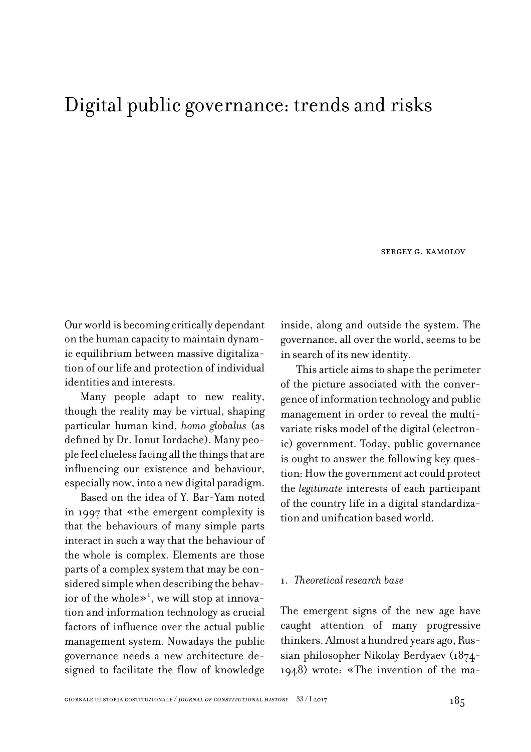# Digital public governance: trends and risks

SERGEY G. KAMOLOV

Our world is becoming critically dependant on the human capacity to maintain dynamic equilibrium between massive digitalization of our life and protection of individual identities and interests.

Many people adapt to new reality, though the reality may be virtual, shaping particular human kind, *homo globalus* (as defined by Dr. Ionut Iordache). Many people feel clueless facing all the things that are influencing our existence and behaviour, especially now, into a new digital paradigm.

Based on the idea of Y. Bar-Yam noted in 1997 that «the emergent complexity is that the behaviours of many simple parts interact in such a way that the behaviour of the whole is complex. Elements are those parts of a complex system that may be considered simple when describing the behavior of the whole»[1], we will stop at innovation and information technology as crucial factors of influence over the actual public management system. Nowadays the public governance needs a new architecture designed to facilitate the flow of knowledge inside, along and outside the system. The governance, all over the world, seems to be in search of its new identity.

This article aims to shape the perimeter of the picture associated with the convergence of information technology and public management in order to reveal the multivariate risks model of the digital (electronic) government. Today, public governance is ought to answer the following key question: How the government act could protect the *legitimate* interests of each participant of the country life in a digital standardization and unification based world.

## 1. *Theoretical research base*

The emergent signs of the new age have caught attention of many progressive thinkers. Almost a hundred years ago, Russian philosopher Nikolay Berdyaev (1874-1948) wrote: «The invention of the ma-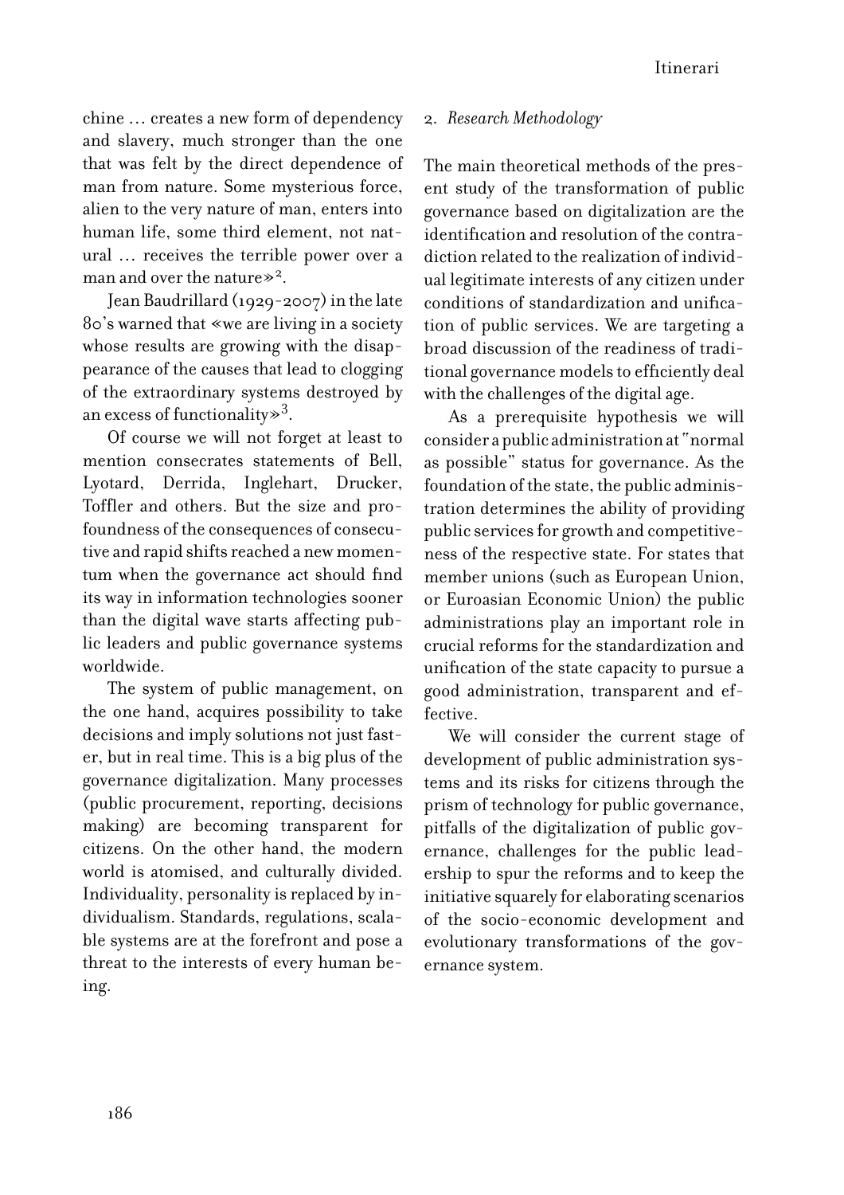chine … creates a new form of dependency and slavery, much stronger than the one that was felt by the direct dependence of man from nature. Some mysterious force, alien to the very nature of man, enters into human life, some third element, not natural … receives the terrible power over a man and over the nature»[2].

Jean Baudrillard (1929-2007) in the late 80's warned that «we are living in a society whose results are growing with the disappearance of the causes that lead to clogging of the extraordinary systems destroyed by an excess of functionality»[3].

Of course we will not forget at least to mention consecrates statements of Bell, Lyotard, Derrida, Inglehart, Drucker, Toffler and others. But the size and profoundness of the consequences of consecutive and rapid shifts reached a new momentum when the governance act should find its way in information technologies sooner than the digital wave starts affecting public leaders and public governance systems worldwide.

The system of public management, on the one hand, acquires possibility to take decisions and imply solutions not just faster, but in real time. This is a big plus of the governance digitalization. Many processes (public procurement, reporting, decisions making) are becoming transparent for citizens. On the other hand, the modern world is atomised, and culturally divided. Individuality, personality is replaced by individualism. Standards, regulations, scalable systems are at the forefront and pose a threat to the interests of every human being.

## 2. *Research Methodology*

The main theoretical methods of the present study of the transformation of public governance based on digitalization are the identification and resolution of the contradiction related to the realization of individual legitimate interests of any citizen under conditions of standardization and unification of public services. We are targeting a broad discussion of the readiness of traditional governance models to efficiently deal with the challenges of the digital age.

As a prerequisite hypothesis we will consider a public administration at "normal as possible" status for governance. As the foundation of the state, the public administration determines the ability of providing public services for growth and competitiveness of the respective state. For states that member unions (such as European Union, or Euroasian Economic Union) the public administrations play an important role in crucial reforms for the standardization and unification of the state capacity to pursue a good administration, transparent and effective.

We will consider the current stage of development of public administration systems and its risks for citizens through the prism of technology for public governance, pitfalls of the digitalization of public governance, challenges for the public leadership to spur the reforms and to keep the initiative squarely for elaborating scenarios of the socio-economic development and evolutionary transformations of the governance system.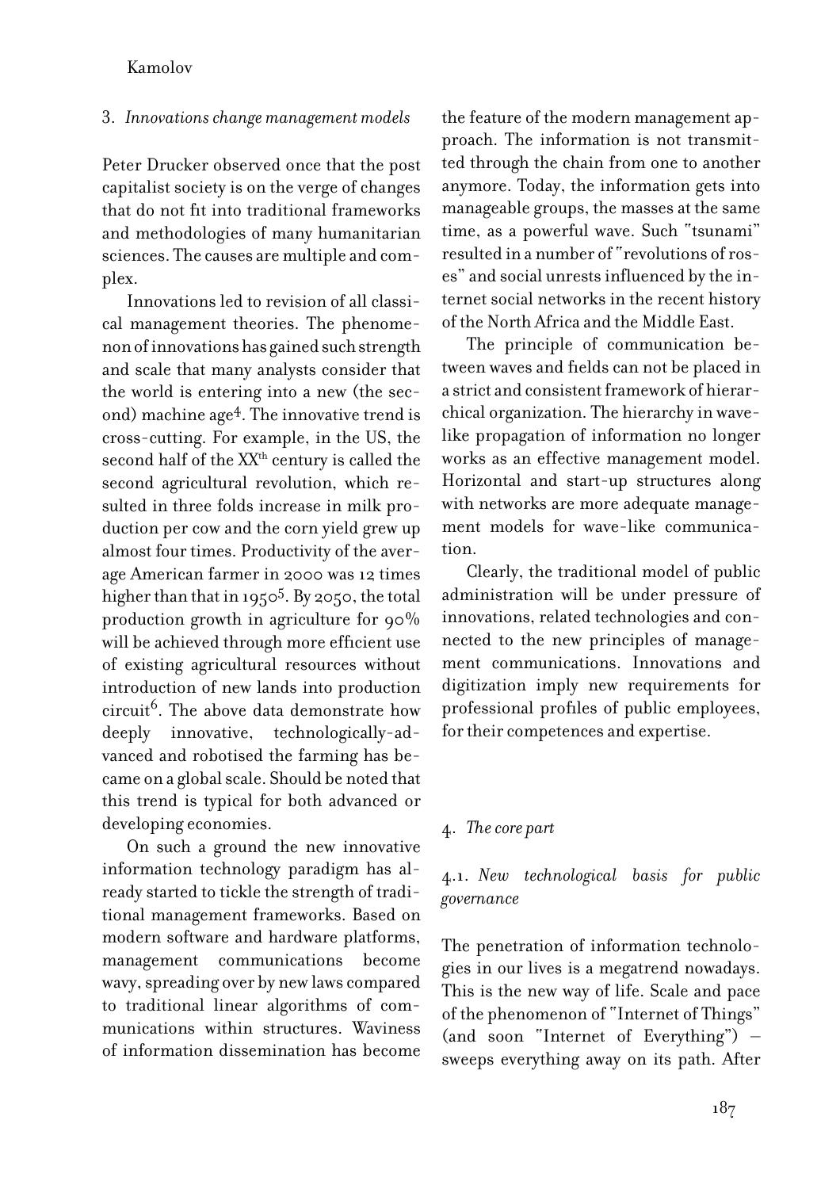### 3. *Innovations change management models*

Peter Drucker observed once that the post capitalist society is on the verge of changes that do not fit into traditional frameworks and methodologies of many humanitarian sciences. The causes are multiple and complex.

Innovations led to revision of all classical management theories. The phenomenon of innovations has gained such strength and scale that many analysts consider that the world is entering into a new (the second) machine age[4]. The innovative trend is cross-cutting. For example, in the US, the second half of the XX[th] century is called the second agricultural revolution, which resulted in three folds increase in milk production per cow and the corn yield grew up almost four times. Productivity of the average American farmer in 2000 was 12 times higher than that in 1950[5]. By 2050, the total production growth in agriculture for 90% will be achieved through more efficient use of existing agricultural resources without introduction of new lands into production circuit[6]. The above data demonstrate how deeply innovative, technologically-advanced and robotised the farming has became on a global scale. Should be noted that this trend is typical for both advanced or developing economies.

On such a ground the new innovative information technology paradigm has already started to tickle the strength of traditional management frameworks. Based on modern software and hardware platforms, management communications become wavy, spreading over by new laws compared to traditional linear algorithms of communications within structures. Waviness of information dissemination has become the feature of the modern management approach. The information is not transmitted through the chain from one to another anymore. Today, the information gets into manageable groups, the masses at the same time, as a powerful wave. Such "tsunami" resulted in a number of "revolutions of roses" and social unrests influenced by the internet social networks in the recent history of the North Africa and the Middle East.

The principle of communication between waves and fields can not be placed in a strict and consistent framework of hierarchical organization. The hierarchy in wave-like propagation of information no longer works as an effective management model. Horizontal and start-up structures along with networks are more adequate management models for wave-like communication.

Clearly, the traditional model of public administration will be under pressure of innovations, related technologies and connected to the new principles of management communications. Innovations and digitization imply new requirements for professional profiles of public employees, for their competences and expertise.

## 4. *The core part*

### 4.1. *New technological basis for public governance*

The penetration of information technologies in our lives is a megatrend nowadays. This is the new way of life. Scale and pace of the phenomenon of "Internet of Things" (and soon "Internet of Everything") – sweeps everything away on its path. After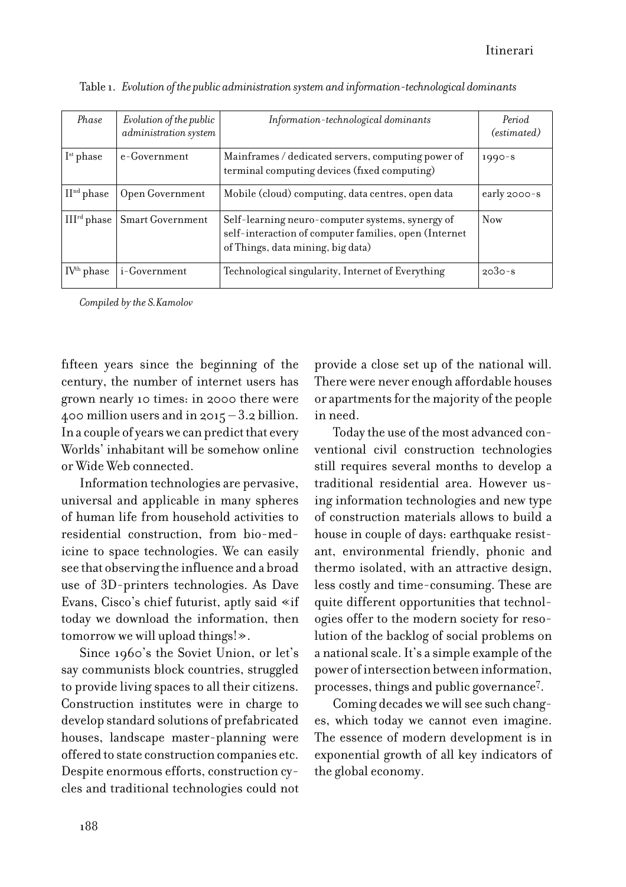Table 1. *Evolution of the public administration system and information-technological dominants*

| *Phase* | *Evolution of the public administration system* | *Information-technological dominants* | *Period (estimated)* |
|---|---|---|---|
| I[st] phase | e-Government | Mainframes / dedicated servers, computing power of terminal computing devices (fixed computing) | 1990-s |
| II[nd] phase | Open Government | Mobile (cloud) computing, data centres, open data | early 2000-s |
| III[rd] phase | Smart Government | Self-learning neuro-computer systems, synergy of self-interaction of computer families, open (Internet of Things, data mining, big data) | Now |
| IV[th] phase | i-Government | Technological singularity, Internet of Everything | 2030-s |

*Compiled by the S.Kamolov*

fifteen years since the beginning of the century, the number of internet users has grown nearly 10 times: in 2000 there were 400 million users and in 2015 – 3.2 billion. In a couple of years we can predict that every Worlds' inhabitant will be somehow online or Wide Web connected.

Information technologies are pervasive, universal and applicable in many spheres of human life from household activities to residential construction, from bio-medicine to space technologies. We can easily see that observing the influence and a broad use of 3D-printers technologies. As Dave Evans, Cisco's chief futurist, aptly said «if today we download the information, then tomorrow we will upload things!».

Since 1960's the Soviet Union, or let's say communists block countries, struggled to provide living spaces to all their citizens. Construction institutes were in charge to develop standard solutions of prefabricated houses, landscape master-planning were offered to state construction companies etc. Despite enormous efforts, construction cycles and traditional technologies could not provide a close set up of the national will. There were never enough affordable houses or apartments for the majority of the people in need.

Today the use of the most advanced conventional civil construction technologies still requires several months to develop a traditional residential area. However using information technologies and new type of construction materials allows to build a house in couple of days: earthquake resistant, environmental friendly, phonic and thermo isolated, with an attractive design, less costly and time-consuming. These are quite different opportunities that technologies offer to the modern society for resolution of the backlog of social problems on a national scale. It's a simple example of the power of intersection between information, processes, things and public governance[7].

Coming decades we will see such changes, which today we cannot even imagine. The essence of modern development is in exponential growth of all key indicators of the global economy.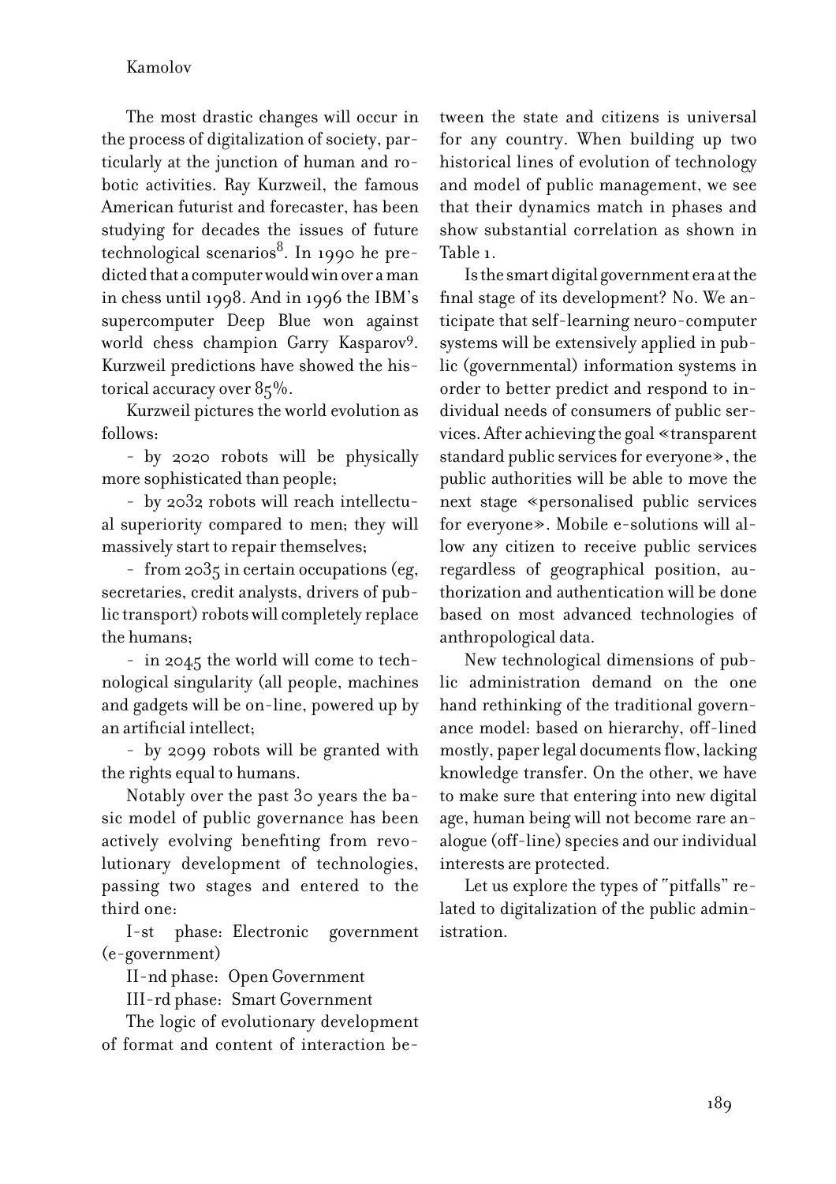The most drastic changes will occur in the process of digitalization of society, particularly at the junction of human and robotic activities. Ray Kurzweil, the famous American futurist and forecaster, has been studying for decades the issues of future technological scenarios[8]. In 1990 he predicted that a computer would win over a man in chess until 1998. And in 1996 the IBM's supercomputer Deep Blue won against world chess champion Garry Kasparov[9]. Kurzweil predictions have showed the historical accuracy over 85%.

Kurzweil pictures the world evolution as follows:

- by 2020 robots will be physically more sophisticated than people;
- by 2032 robots will reach intellectual superiority compared to men; they will massively start to repair themselves;
- from 2035 in certain occupations (eg, secretaries, credit analysts, drivers of public transport) robots will completely replace the humans;
- in 2045 the world will come to technological singularity (all people, machines and gadgets will be on-line, powered up by an artificial intellect;
- by 2099 robots will be granted with the rights equal to humans.

Notably over the past 30 years the basic model of public governance has been actively evolving benefiting from revolutionary development of technologies, passing two stages and entered to the third one:

I-st phase: Electronic government (e-government)

II-nd phase: Open Government

III-rd phase: Smart Government

The logic of evolutionary development of format and content of interaction between the state and citizens is universal for any country. When building up two historical lines of evolution of technology and model of public management, we see that their dynamics match in phases and show substantial correlation as shown in Table 1.

Is the smart digital government era at the final stage of its development? No. We anticipate that self-learning neuro-computer systems will be extensively applied in public (governmental) information systems in order to better predict and respond to individual needs of consumers of public services. After achieving the goal «transparent standard public services for everyone», the public authorities will be able to move the next stage «personalised public services for everyone». Mobile e-solutions will allow any citizen to receive public services regardless of geographical position, authorization and authentication will be done based on most advanced technologies of anthropological data.

New technological dimensions of public administration demand on the one hand rethinking of the traditional governance model: based on hierarchy, off-lined mostly, paper legal documents flow, lacking knowledge transfer. On the other, we have to make sure that entering into new digital age, human being will not become rare analogue (off-line) species and our individual interests are protected.

Let us explore the types of "pitfalls" related to digitalization of the public administration.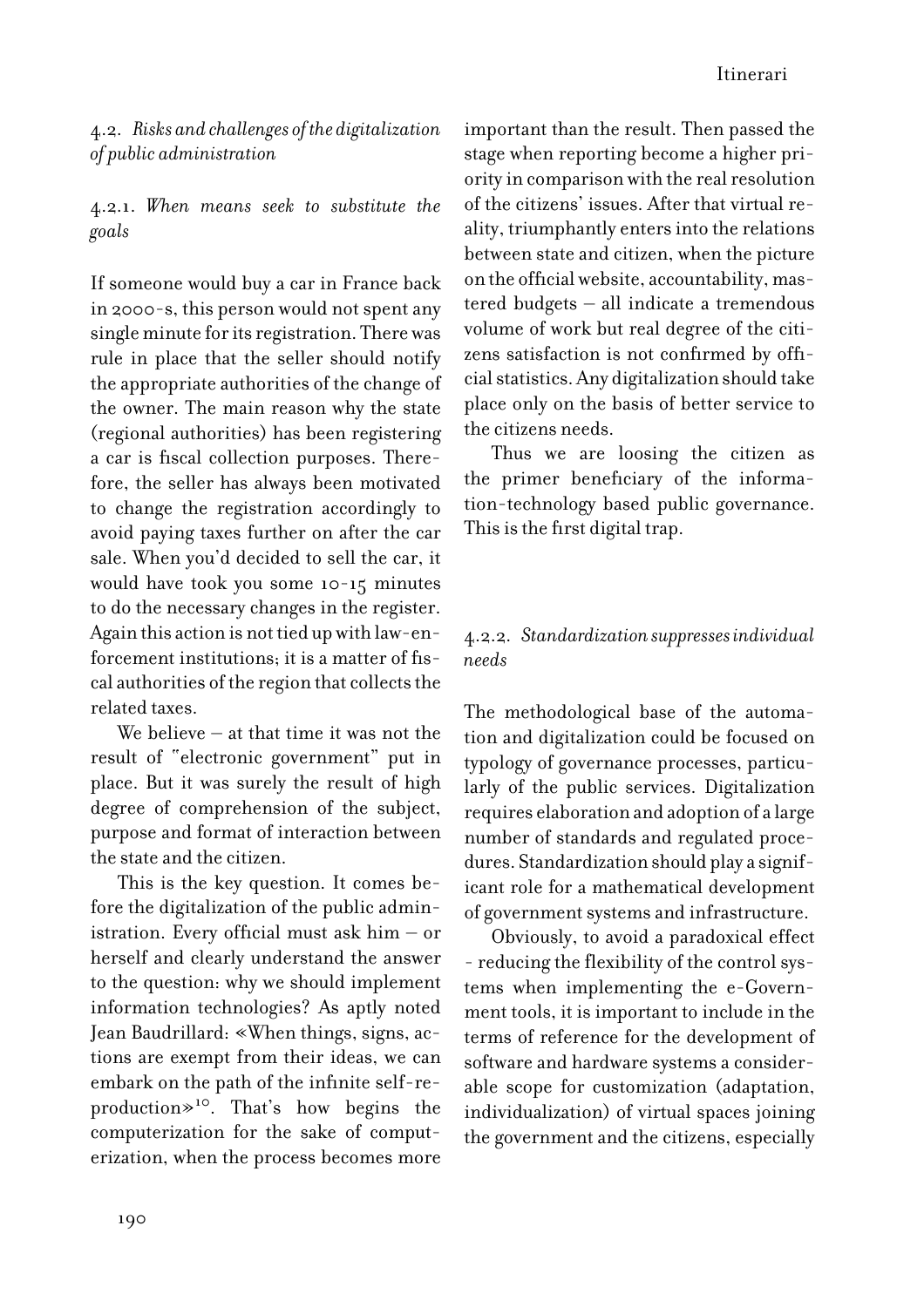### 4.2. *Risks and challenges of the digitalization of public administration*

#### 4.2.1. *When means seek to substitute the goals*

If someone would buy a car in France back in 2000-s, this person would not spent any single minute for its registration. There was rule in place that the seller should notify the appropriate authorities of the change of the owner. The main reason why the state (regional authorities) has been registering a car is fiscal collection purposes. Therefore, the seller has always been motivated to change the registration accordingly to avoid paying taxes further on after the car sale. When you'd decided to sell the car, it would have took you some 10-15 minutes to do the necessary changes in the register. Again this action is not tied up with law-enforcement institutions; it is a matter of fiscal authorities of the region that collects the related taxes.

We believe – at that time it was not the result of "electronic government" put in place. But it was surely the result of high degree of comprehension of the subject, purpose and format of interaction between the state and the citizen.

This is the key question. It comes before the digitalization of the public administration. Every official must ask him – or herself and clearly understand the answer to the question: why we should implement information technologies? As aptly noted Jean Baudrillard: «When things, signs, actions are exempt from their ideas, we can embark on the path of the infinite self-reproduction»[10]. That's how begins the computerization for the sake of computerization, when the process becomes more important than the result. Then passed the stage when reporting become a higher priority in comparison with the real resolution of the citizens' issues. After that virtual reality, triumphantly enters into the relations between state and citizen, when the picture on the official website, accountability, mastered budgets – all indicate a tremendous volume of work but real degree of the citizens satisfaction is not confirmed by official statistics. Any digitalization should take place only on the basis of better service to the citizens needs.

Thus we are loosing the citizen as the primer beneficiary of the information-technology based public governance. This is the first digital trap.

#### 4.2.2. *Standardization suppresses individual needs*

The methodological base of the automation and digitalization could be focused on typology of governance processes, particularly of the public services. Digitalization requires elaboration and adoption of a large number of standards and regulated procedures. Standardization should play a significant role for a mathematical development of government systems and infrastructure.

Obviously, to avoid a paradoxical effect - reducing the flexibility of the control systems when implementing the e-Government tools, it is important to include in the terms of reference for the development of software and hardware systems a considerable scope for customization (adaptation, individualization) of virtual spaces joining the government and the citizens, especially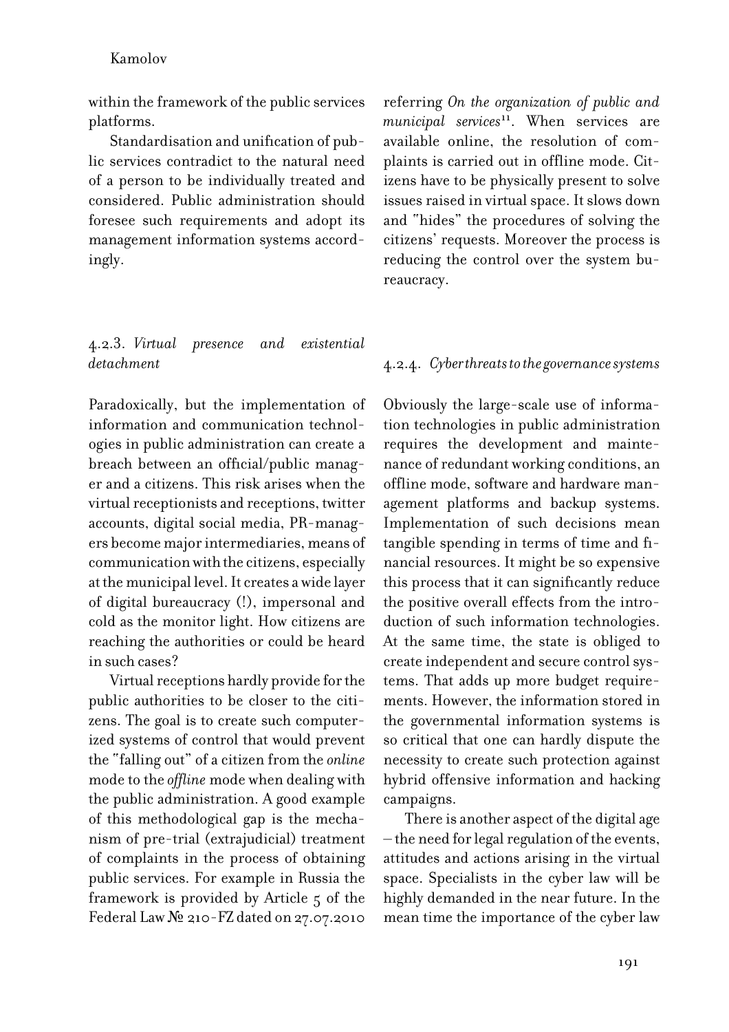within the framework of the public services platforms.

Standardisation and unification of public services contradict to the natural need of a person to be individually treated and considered. Public administration should foresee such requirements and adopt its management information systems accordingly.

### 4.2.3. *Virtual presence and existential detachment*

Paradoxically, but the implementation of information and communication technologies in public administration can create a breach between an official/public manager and a citizens. This risk arises when the virtual receptionists and receptions, twitter accounts, digital social media, PR-managers become major intermediaries, means of communication with the citizens, especially at the municipal level. It creates a wide layer of digital bureaucracy (!), impersonal and cold as the monitor light. How citizens are reaching the authorities or could be heard in such cases?

Virtual receptions hardly provide for the public authorities to be closer to the citizens. The goal is to create such computerized systems of control that would prevent the "falling out" of a citizen from the *online* mode to the *offline* mode when dealing with the public administration. A good example of this methodological gap is the mechanism of pre-trial (extrajudicial) treatment of complaints in the process of obtaining public services. For example in Russia the framework is provided by Article 5 of the Federal Law № 210-FZ dated on 27.07.2010 referring *On the organization of public and municipal services*[11]. When services are available online, the resolution of complaints is carried out in offline mode. Citizens have to be physically present to solve issues raised in virtual space. It slows down and "hides" the procedures of solving the citizens' requests. Moreover the process is reducing the control over the system bureaucracy.

### 4.2.4. *Cyber threats to the governance systems*

Obviously the large-scale use of information technologies in public administration requires the development and maintenance of redundant working conditions, an offline mode, software and hardware management platforms and backup systems. Implementation of such decisions mean tangible spending in terms of time and financial resources. It might be so expensive this process that it can significantly reduce the positive overall effects from the introduction of such information technologies. At the same time, the state is obliged to create independent and secure control systems. That adds up more budget requirements. However, the information stored in the governmental information systems is so critical that one can hardly dispute the necessity to create such protection against hybrid offensive information and hacking campaigns.

There is another aspect of the digital age – the need for legal regulation of the events, attitudes and actions arising in the virtual space. Specialists in the cyber law will be highly demanded in the near future. In the mean time the importance of the cyber law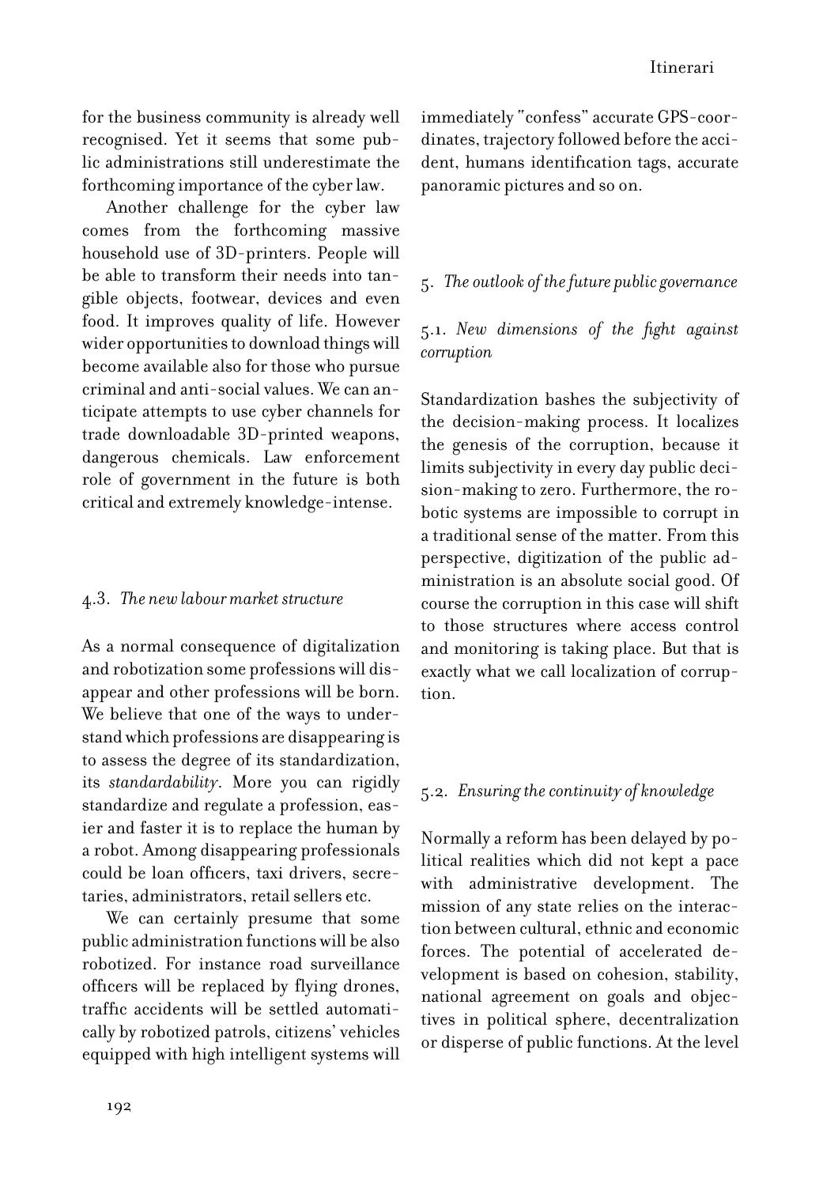for the business community is already well recognised. Yet it seems that some public administrations still underestimate the forthcoming importance of the cyber law.

Another challenge for the cyber law comes from the forthcoming massive household use of 3D-printers. People will be able to transform their needs into tangible objects, footwear, devices and even food. It improves quality of life. However wider opportunities to download things will become available also for those who pursue criminal and anti-social values. We can anticipate attempts to use cyber channels for trade downloadable 3D-printed weapons, dangerous chemicals. Law enforcement role of government in the future is both critical and extremely knowledge-intense.

### 4.3. *The new labour market structure*

As a normal consequence of digitalization and robotization some professions will disappear and other professions will be born. We believe that one of the ways to understand which professions are disappearing is to assess the degree of its standardization, its *standardability*. More you can rigidly standardize and regulate a profession, easier and faster it is to replace the human by a robot. Among disappearing professionals could be loan officers, taxi drivers, secretaries, administrators, retail sellers etc.

We can certainly presume that some public administration functions will be also robotized. For instance road surveillance officers will be replaced by flying drones, traffic accidents will be settled automatically by robotized patrols, citizens' vehicles equipped with high intelligent systems will immediately "confess" accurate GPS-coordinates, trajectory followed before the accident, humans identification tags, accurate panoramic pictures and so on.

## 5. *The outlook of the future public governance*

### 5.1. *New dimensions of the fight against corruption*

Standardization bashes the subjectivity of the decision-making process. It localizes the genesis of the corruption, because it limits subjectivity in every day public decision-making to zero. Furthermore, the robotic systems are impossible to corrupt in a traditional sense of the matter. From this perspective, digitization of the public administration is an absolute social good. Of course the corruption in this case will shift to those structures where access control and monitoring is taking place. But that is exactly what we call localization of corruption.

### 5.2. *Ensuring the continuity of knowledge*

Normally a reform has been delayed by political realities which did not kept a pace with administrative development. The mission of any state relies on the interaction between cultural, ethnic and economic forces. The potential of accelerated development is based on cohesion, stability, national agreement on goals and objectives in political sphere, decentralization or disperse of public functions. At the level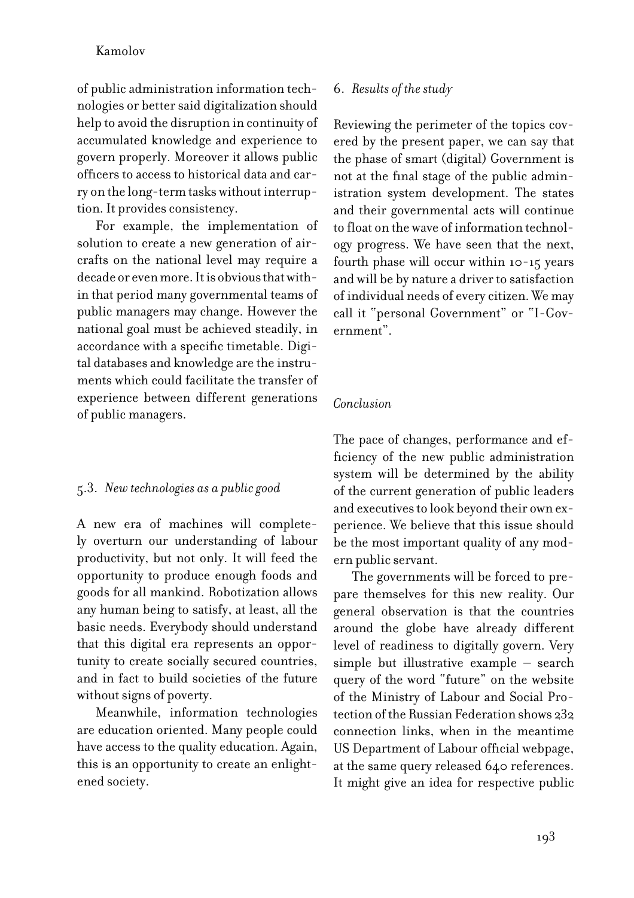of public administration information technologies or better said digitalization should help to avoid the disruption in continuity of accumulated knowledge and experience to govern properly. Moreover it allows public officers to access to historical data and carry on the long-term tasks without interruption. It provides consistency.

For example, the implementation of solution to create a new generation of aircrafts on the national level may require a decade or even more. It is obvious that within that period many governmental teams of public managers may change. However the national goal must be achieved steadily, in accordance with a specific timetable. Digital databases and knowledge are the instruments which could facilitate the transfer of experience between different generations of public managers.

### 5.3. *New technologies as a public good*

A new era of machines will completely overturn our understanding of labour productivity, but not only. It will feed the opportunity to produce enough foods and goods for all mankind. Robotization allows any human being to satisfy, at least, all the basic needs. Everybody should understand that this digital era represents an opportunity to create socially secured countries, and in fact to build societies of the future without signs of poverty.

Meanwhile, information technologies are education oriented. Many people could have access to the quality education. Again, this is an opportunity to create an enlightened society.

## 6. *Results of the study*

Reviewing the perimeter of the topics covered by the present paper, we can say that the phase of smart (digital) Government is not at the final stage of the public administration system development. The states and their governmental acts will continue to float on the wave of information technology progress. We have seen that the next, fourth phase will occur within 10-15 years and will be by nature a driver to satisfaction of individual needs of every citizen. We may call it "personal Government" or "I-Government".

## *Conclusion*

The pace of changes, performance and efficiency of the new public administration system will be determined by the ability of the current generation of public leaders and executives to look beyond their own experience. We believe that this issue should be the most important quality of any modern public servant.

The governments will be forced to prepare themselves for this new reality. Our general observation is that the countries around the globe have already different level of readiness to digitally govern. Very simple but illustrative example – search query of the word "future" on the website of the Ministry of Labour and Social Protection of the Russian Federation shows 232 connection links, when in the meantime US Department of Labour official webpage, at the same query released 640 references. It might give an idea for respective public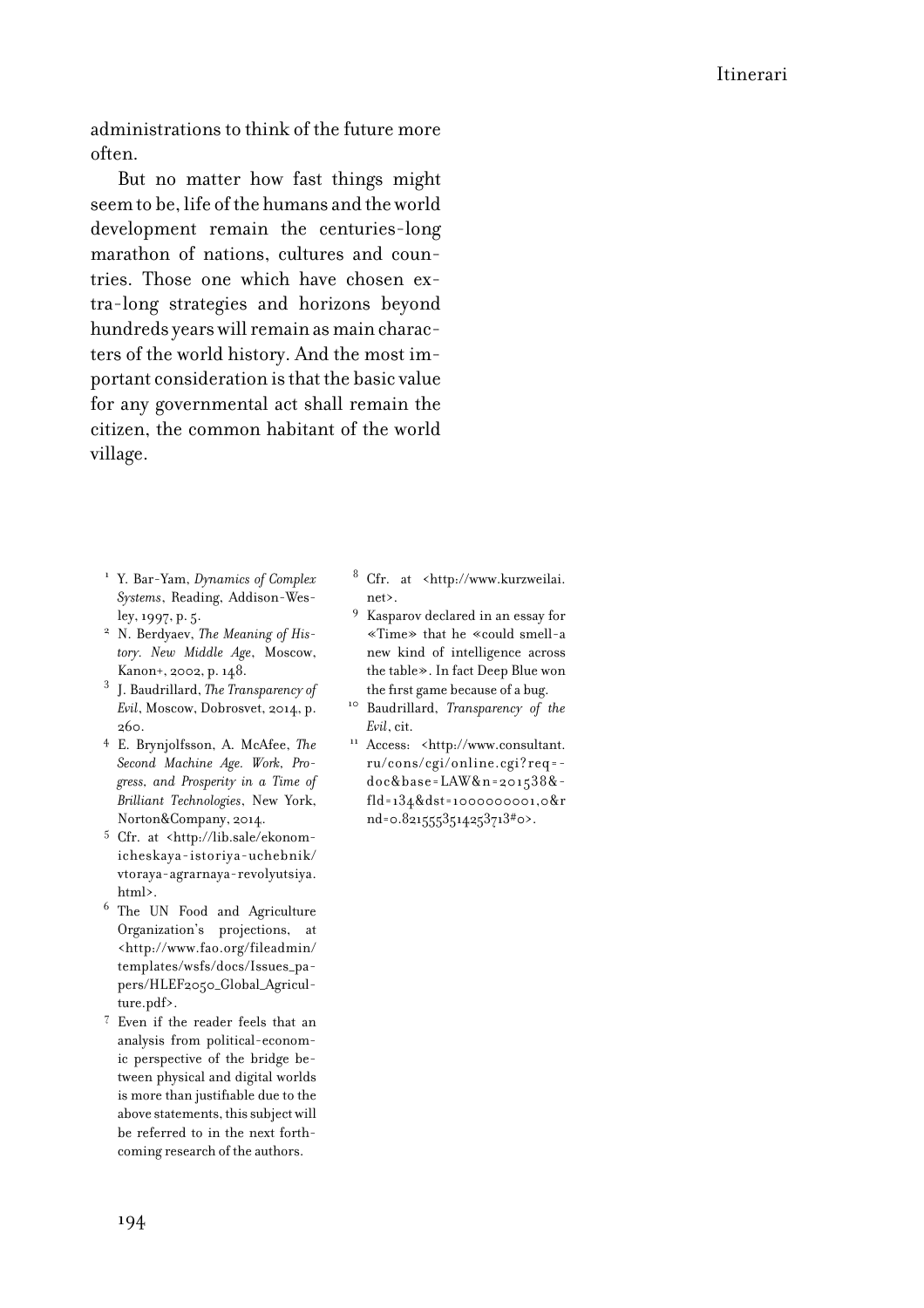administrations to think of the future more often.

But no matter how fast things might seem to be, life of the humans and the world development remain the centuries-long marathon of nations, cultures and countries. Those one which have chosen extra-long strategies and horizons beyond hundreds years will remain as main characters of the world history. And the most important consideration is that the basic value for any governmental act shall remain the citizen, the common habitant of the world village.

1 Y. Bar-Yam, *Dynamics of Complex Systems*, Reading, Addison-Wesley, 1997, p. 5.

2 N. Berdyaev, *The Meaning of History. New Middle Age*, Moscow, Kanon+, 2002, p. 148.

3 J. Baudrillard, *The Transparency of Evil*, Moscow, Dobrosvet, 2014, p. 260.

4 E. Brynjolfsson, A. McAfee, *The Second Machine Age. Work, Progress, and Prosperity in a Time of Brilliant Technologies*, New York, Norton&Company, 2014.

5 Cfr. at <http://lib.sale/ekonomicheskaya-istoriya-uchebnik/vtoraya-agrarnaya-revolyutsiya.html>.

6 The UN Food and Agriculture Organization's projections, at <http://www.fao.org/fileadmin/templates/wsfs/docs/Issues_papers/HLEF2050_Global_Agriculture.pdf>.

7 Even if the reader feels that an analysis from political-economic perspective of the bridge between physical and digital worlds is more than justifiable due to the above statements, this subject will be referred to in the next forthcoming research of the authors.

8 Cfr. at <http://www.kurzweilai.net>.

9 Kasparov declared in an essay for «Time» that he «could smell-a new kind of intelligence across the table». In fact Deep Blue won the first game because of a bug.

10 Baudrillard, *Transparency of the Evil*, cit.

11 Access: <http://www.consultant.ru/cons/cgi/online.cgi?req=doc&base=LAW&n=201538&fld=134&dst=1000000001,0&rnd=0.8215535142537l3#0>.